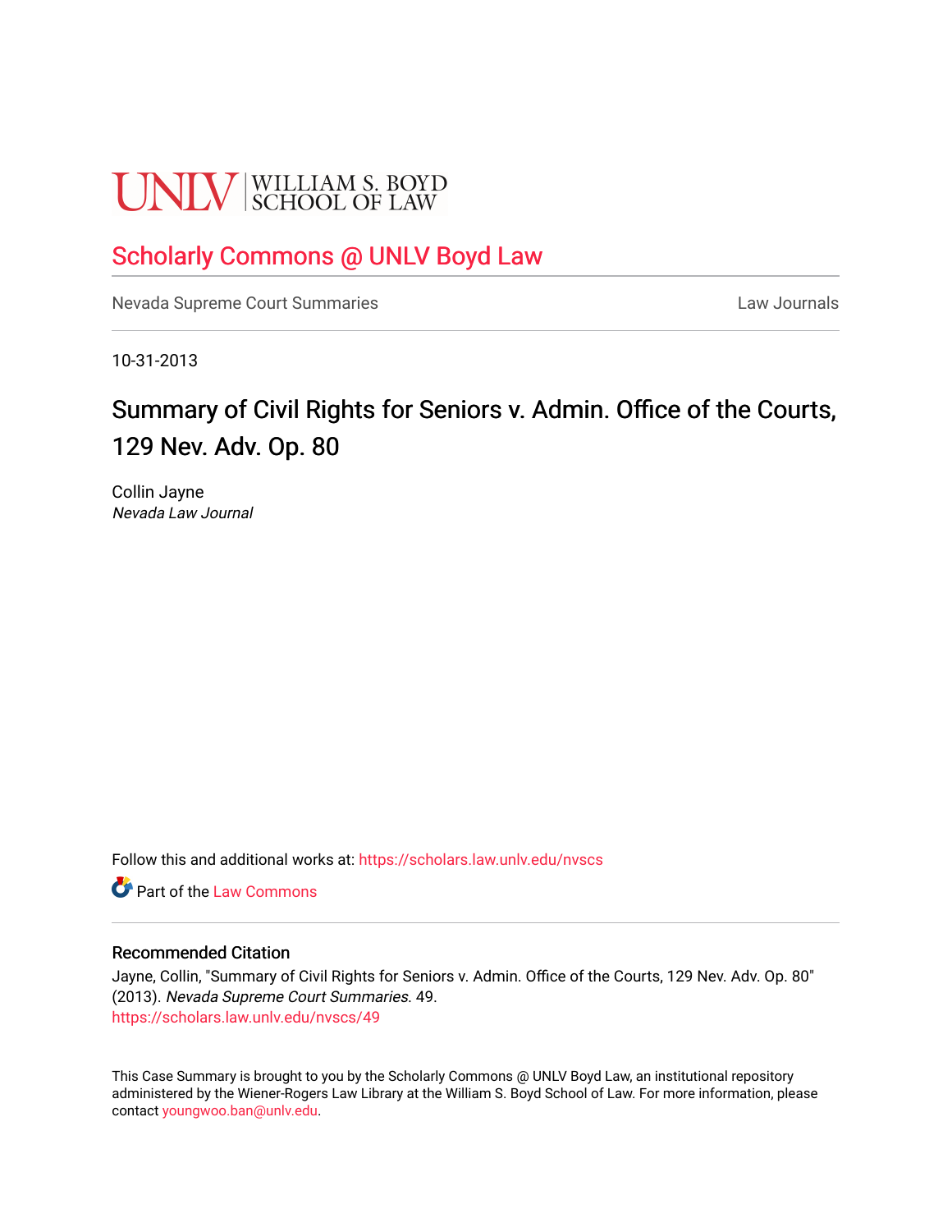UNLV | WILLIAM S. BOYD SCHOOL OF LAW

Scholarly Commons @ UNLV Boyd Law

Nevada Supreme Court Summaries | Law Journals

10-31-2013

# Summary of Civil Rights for Seniors v. Admin. Office of the Courts, 129 Nev. Adv. Op. 80

Collin Jayne
*Nevada Law Journal*

Follow this and additional works at: https://scholars.law.unlv.edu/nvscs

Part of the Law Commons

## Recommended Citation

Jayne, Collin, "Summary of Civil Rights for Seniors v. Admin. Office of the Courts, 129 Nev. Adv. Op. 80" (2013). *Nevada Supreme Court Summaries*. 49.
https://scholars.law.unlv.edu/nvscs/49

This Case Summary is brought to you by the Scholarly Commons @ UNLV Boyd Law, an institutional repository administered by the Wiener-Rogers Law Library at the William S. Boyd School of Law. For more information, please contact youngwoo.ban@unlv.edu.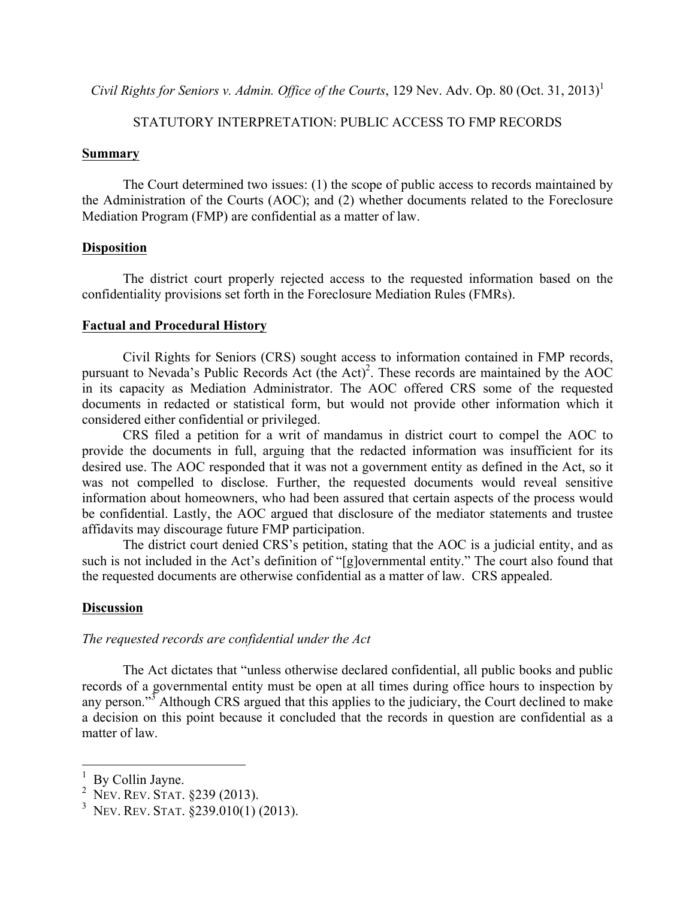*Civil Rights for Seniors v. Admin. Office of the Courts*, 129 Nev. Adv. Op. 80 (Oct. 31, 2013)[1]

STATUTORY INTERPRETATION: PUBLIC ACCESS TO FMP RECORDS

**Summary**

The Court determined two issues: (1) the scope of public access to records maintained by the Administration of the Courts (AOC); and (2) whether documents related to the Foreclosure Mediation Program (FMP) are confidential as a matter of law.

**Disposition**

The district court properly rejected access to the requested information based on the confidentiality provisions set forth in the Foreclosure Mediation Rules (FMRs).

**Factual and Procedural History**

Civil Rights for Seniors (CRS) sought access to information contained in FMP records, pursuant to Nevada's Public Records Act (the Act)[2]. These records are maintained by the AOC in its capacity as Mediation Administrator. The AOC offered CRS some of the requested documents in redacted or statistical form, but would not provide other information which it considered either confidential or privileged.

CRS filed a petition for a writ of mandamus in district court to compel the AOC to provide the documents in full, arguing that the redacted information was insufficient for its desired use. The AOC responded that it was not a government entity as defined in the Act, so it was not compelled to disclose. Further, the requested documents would reveal sensitive information about homeowners, who had been assured that certain aspects of the process would be confidential. Lastly, the AOC argued that disclosure of the mediator statements and trustee affidavits may discourage future FMP participation.

The district court denied CRS's petition, stating that the AOC is a judicial entity, and as such is not included in the Act's definition of "[g]overnmental entity." The court also found that the requested documents are otherwise confidential as a matter of law. CRS appealed.

**Discussion**

*The requested records are confidential under the Act*

The Act dictates that "unless otherwise declared confidential, all public books and public records of a governmental entity must be open at all times during office hours to inspection by any person."[3] Although CRS argued that this applies to the judiciary, the Court declined to make a decision on this point because it concluded that the records in question are confidential as a matter of law.

---

[1] By Collin Jayne.

[2] NEV. REV. STAT. §239 (2013).

[3] NEV. REV. STAT. §239.010(1) (2013).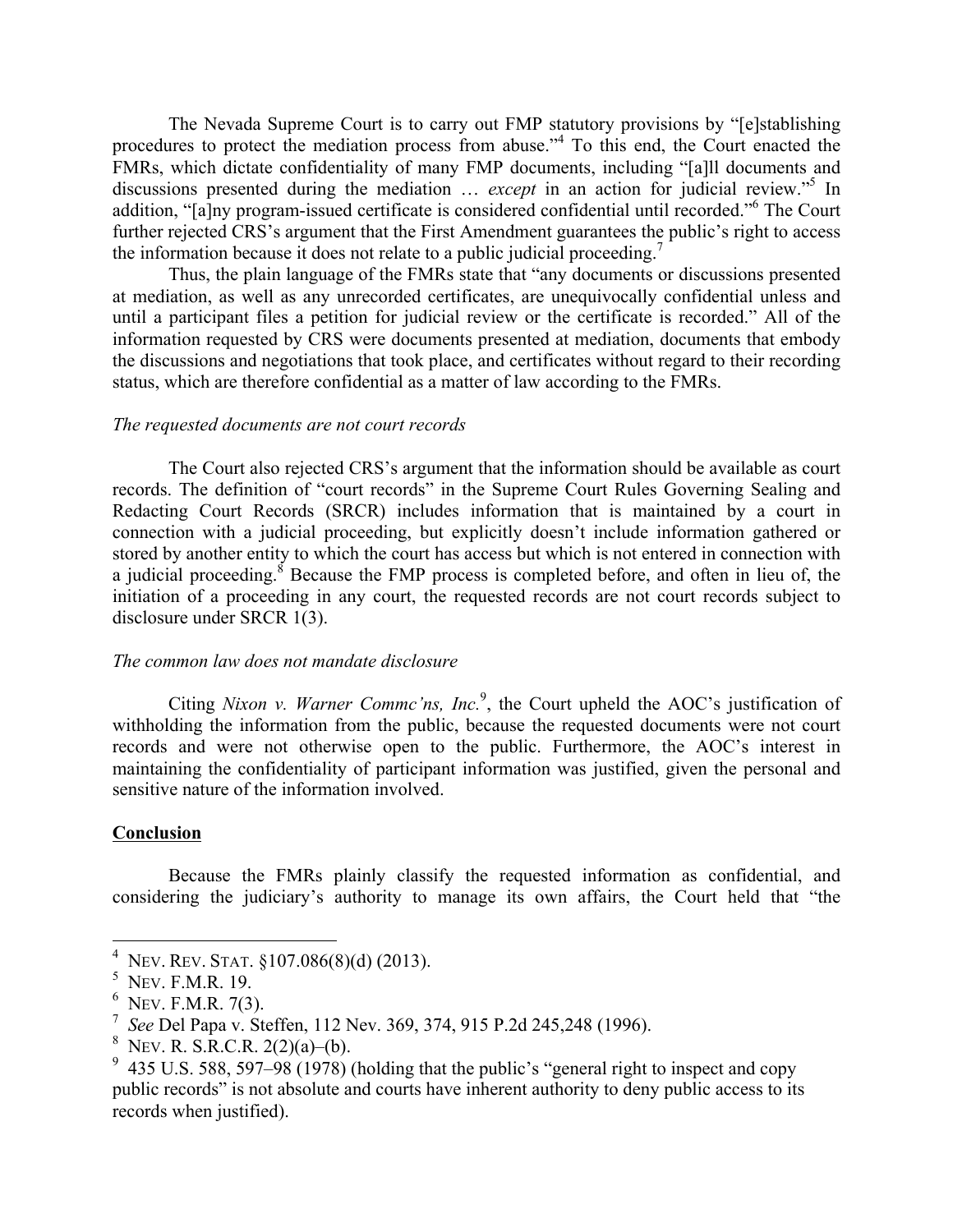The Nevada Supreme Court is to carry out FMP statutory provisions by "[e]stablishing procedures to protect the mediation process from abuse."[4] To this end, the Court enacted the FMRs, which dictate confidentiality of many FMP documents, including "[a]ll documents and discussions presented during the mediation … *except* in an action for judicial review."[5] In addition, "[a]ny program-issued certificate is considered confidential until recorded."[6] The Court further rejected CRS's argument that the First Amendment guarantees the public's right to access the information because it does not relate to a public judicial proceeding.[7]

Thus, the plain language of the FMRs state that "any documents or discussions presented at mediation, as well as any unrecorded certificates, are unequivocally confidential unless and until a participant files a petition for judicial review or the certificate is recorded." All of the information requested by CRS were documents presented at mediation, documents that embody the discussions and negotiations that took place, and certificates without regard to their recording status, which are therefore confidential as a matter of law according to the FMRs.

*The requested documents are not court records*

The Court also rejected CRS's argument that the information should be available as court records. The definition of "court records" in the Supreme Court Rules Governing Sealing and Redacting Court Records (SRCR) includes information that is maintained by a court in connection with a judicial proceeding, but explicitly doesn't include information gathered or stored by another entity to which the court has access but which is not entered in connection with a judicial proceeding.[8] Because the FMP process is completed before, and often in lieu of, the initiation of a proceeding in any court, the requested records are not court records subject to disclosure under SRCR 1(3).

*The common law does not mandate disclosure*

Citing *Nixon v. Warner Commc'ns, Inc.*[9], the Court upheld the AOC's justification of withholding the information from the public, because the requested documents were not court records and were not otherwise open to the public. Furthermore, the AOC's interest in maintaining the confidentiality of participant information was justified, given the personal and sensitive nature of the information involved.

**Conclusion**

Because the FMRs plainly classify the requested information as confidential, and considering the judiciary's authority to manage its own affairs, the Court held that "the

---

[4] NEV. REV. STAT. §107.086(8)(d) (2013).
[5] NEV. F.M.R. 19.
[6] NEV. F.M.R. 7(3).
[7] *See* Del Papa v. Steffen, 112 Nev. 369, 374, 915 P.2d 245,248 (1996).
[8] NEV. R. S.R.C.R. 2(2)(a)–(b).
[9] 435 U.S. 588, 597–98 (1978) (holding that the public's "general right to inspect and copy public records" is not absolute and courts have inherent authority to deny public access to its records when justified).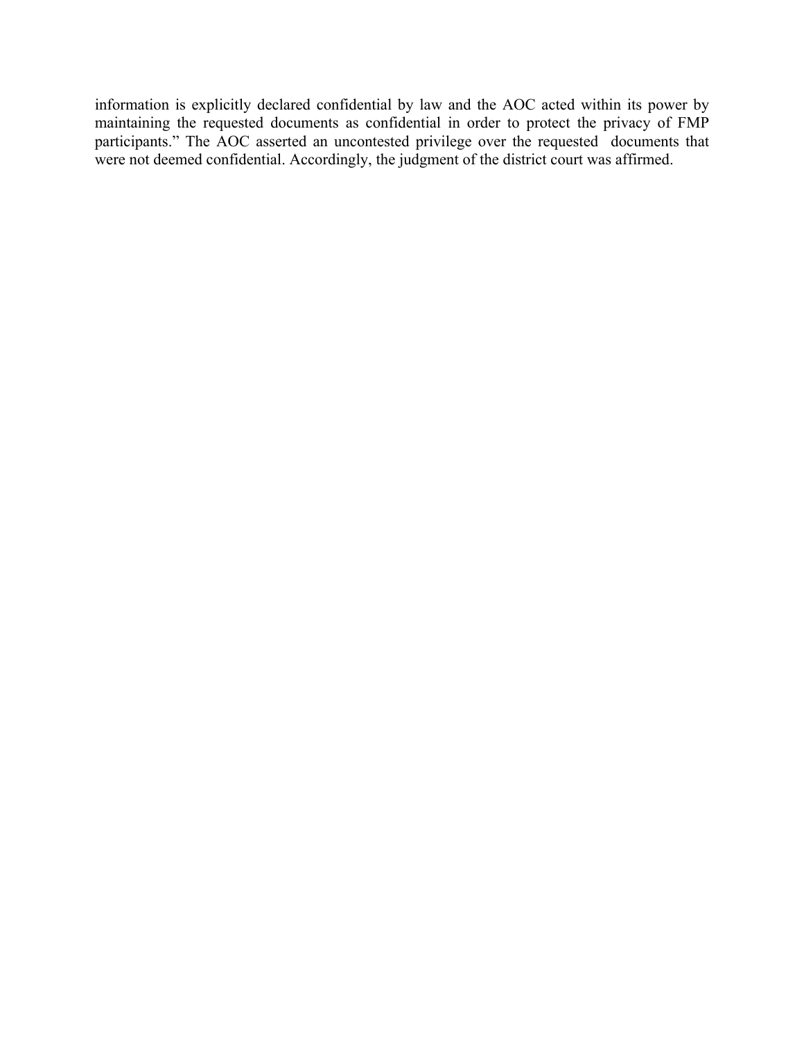information is explicitly declared confidential by law and the AOC acted within its power by maintaining the requested documents as confidential in order to protect the privacy of FMP participants." The AOC asserted an uncontested privilege over the requested documents that were not deemed confidential. Accordingly, the judgment of the district court was affirmed.